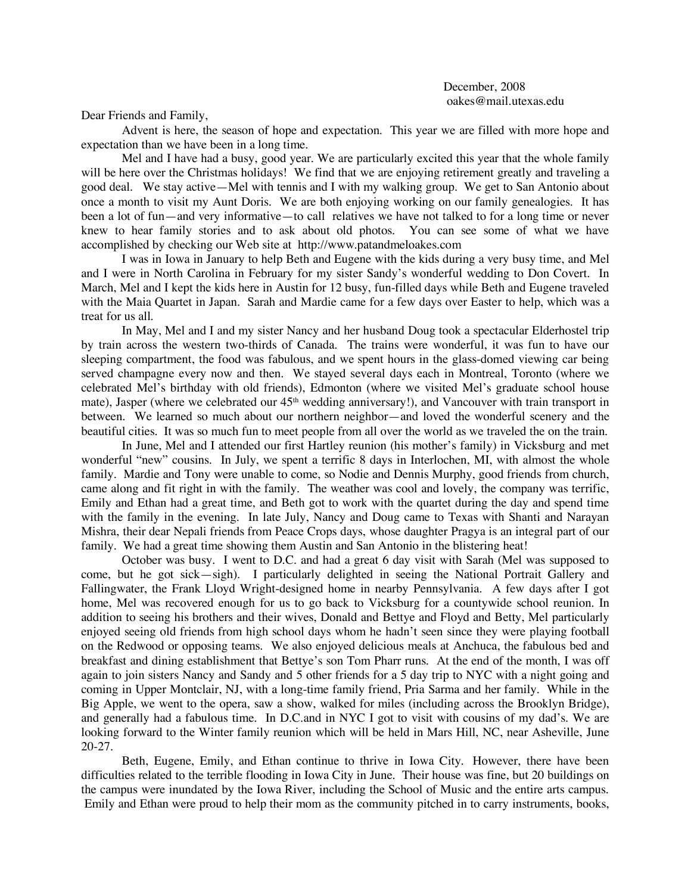December, 2008
oakes@mail.utexas.edu

Dear Friends and Family,

Advent is here, the season of hope and expectation. This year we are filled with more hope and expectation than we have been in a long time.

Mel and I have had a busy, good year. We are particularly excited this year that the whole family will be here over the Christmas holidays! We find that we are enjoying retirement greatly and traveling a good deal. We stay active—Mel with tennis and I with my walking group. We get to San Antonio about once a month to visit my Aunt Doris. We are both enjoying working on our family genealogies. It has been a lot of fun—and very informative—to call relatives we have not talked to for a long time or never knew to hear family stories and to ask about old photos. You can see some of what we have accomplished by checking our Web site at http://www.patandmeloakes.com

I was in Iowa in January to help Beth and Eugene with the kids during a very busy time, and Mel and I were in North Carolina in February for my sister Sandy's wonderful wedding to Don Covert. In March, Mel and I kept the kids here in Austin for 12 busy, fun-filled days while Beth and Eugene traveled with the Maia Quartet in Japan. Sarah and Mardie came for a few days over Easter to help, which was a treat for us all.

In May, Mel and I and my sister Nancy and her husband Doug took a spectacular Elderhostel trip by train across the western two-thirds of Canada. The trains were wonderful, it was fun to have our sleeping compartment, the food was fabulous, and we spent hours in the glass-domed viewing car being served champagne every now and then. We stayed several days each in Montreal, Toronto (where we celebrated Mel's birthday with old friends), Edmonton (where we visited Mel's graduate school house mate), Jasper (where we celebrated our 45th wedding anniversary!), and Vancouver with train transport in between. We learned so much about our northern neighbor—and loved the wonderful scenery and the beautiful cities. It was so much fun to meet people from all over the world as we traveled the on the train.

In June, Mel and I attended our first Hartley reunion (his mother's family) in Vicksburg and met wonderful "new" cousins. In July, we spent a terrific 8 days in Interlochen, MI, with almost the whole family. Mardie and Tony were unable to come, so Nodie and Dennis Murphy, good friends from church, came along and fit right in with the family. The weather was cool and lovely, the company was terrific, Emily and Ethan had a great time, and Beth got to work with the quartet during the day and spend time with the family in the evening. In late July, Nancy and Doug came to Texas with Shanti and Narayan Mishra, their dear Nepali friends from Peace Crops days, whose daughter Pragya is an integral part of our family. We had a great time showing them Austin and San Antonio in the blistering heat!

October was busy. I went to D.C. and had a great 6 day visit with Sarah (Mel was supposed to come, but he got sick—sigh). I particularly delighted in seeing the National Portrait Gallery and Fallingwater, the Frank Lloyd Wright-designed home in nearby Pennsylvania. A few days after I got home, Mel was recovered enough for us to go back to Vicksburg for a countywide school reunion. In addition to seeing his brothers and their wives, Donald and Bettye and Floyd and Betty, Mel particularly enjoyed seeing old friends from high school days whom he hadn't seen since they were playing football on the Redwood or opposing teams. We also enjoyed delicious meals at Anchuca, the fabulous bed and breakfast and dining establishment that Bettye's son Tom Pharr runs. At the end of the month, I was off again to join sisters Nancy and Sandy and 5 other friends for a 5 day trip to NYC with a night going and coming in Upper Montclair, NJ, with a long-time family friend, Pria Sarma and her family. While in the Big Apple, we went to the opera, saw a show, walked for miles (including across the Brooklyn Bridge), and generally had a fabulous time. In D.C.and in NYC I got to visit with cousins of my dad's. We are looking forward to the Winter family reunion which will be held in Mars Hill, NC, near Asheville, June 20-27.

Beth, Eugene, Emily, and Ethan continue to thrive in Iowa City. However, there have been difficulties related to the terrible flooding in Iowa City in June. Their house was fine, but 20 buildings on the campus were inundated by the Iowa River, including the School of Music and the entire arts campus. Emily and Ethan were proud to help their mom as the community pitched in to carry instruments, books,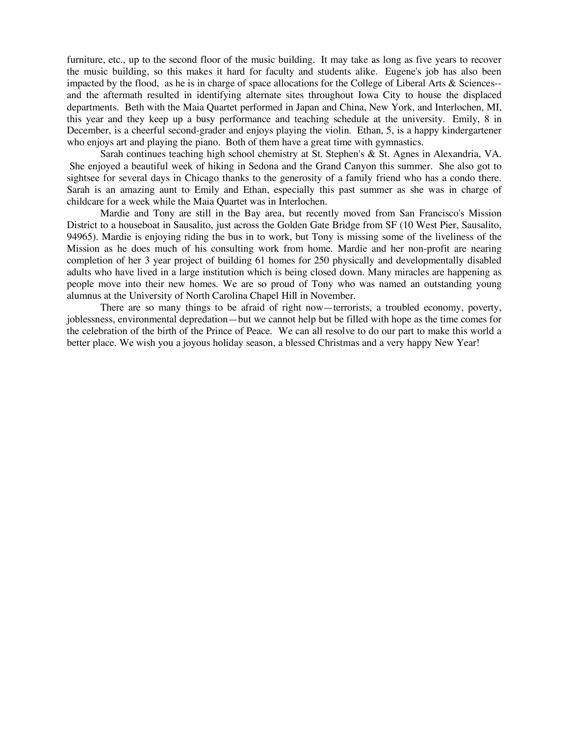furniture, etc., up to the second floor of the music building. It may take as long as five years to recover the music building, so this makes it hard for faculty and students alike. Eugene's job has also been impacted by the flood, as he is in charge of space allocations for the College of Liberal Arts & Sciences--and the aftermath resulted in identifying alternate sites throughout Iowa City to house the displaced departments. Beth with the Maia Quartet performed in Japan and China, New York, and Interlochen, MI, this year and they keep up a busy performance and teaching schedule at the university. Emily, 8 in December, is a cheerful second-grader and enjoys playing the violin. Ethan, 5, is a happy kindergartener who enjoys art and playing the piano. Both of them have a great time with gymnastics.

Sarah continues teaching high school chemistry at St. Stephen's & St. Agnes in Alexandria, VA. She enjoyed a beautiful week of hiking in Sedona and the Grand Canyon this summer. She also got to sightsee for several days in Chicago thanks to the generosity of a family friend who has a condo there. Sarah is an amazing aunt to Emily and Ethan, especially this past summer as she was in charge of childcare for a week while the Maia Quartet was in Interlochen.

Mardie and Tony are still in the Bay area, but recently moved from San Francisco's Mission District to a houseboat in Sausalito, just across the Golden Gate Bridge from SF (10 West Pier, Sausalito, 94965). Mardie is enjoying riding the bus in to work, but Tony is missing some of the liveliness of the Mission as he does much of his consulting work from home. Mardie and her non-profit are nearing completion of her 3 year project of building 61 homes for 250 physically and developmentally disabled adults who have lived in a large institution which is being closed down. Many miracles are happening as people move into their new homes. We are so proud of Tony who was named an outstanding young alumnus at the University of North Carolina Chapel Hill in November.

There are so many things to be afraid of right now—terrorists, a troubled economy, poverty, joblessness, environmental depredation—but we cannot help but be filled with hope as the time comes for the celebration of the birth of the Prince of Peace. We can all resolve to do our part to make this world a better place. We wish you a joyous holiday season, a blessed Christmas and a very happy New Year!